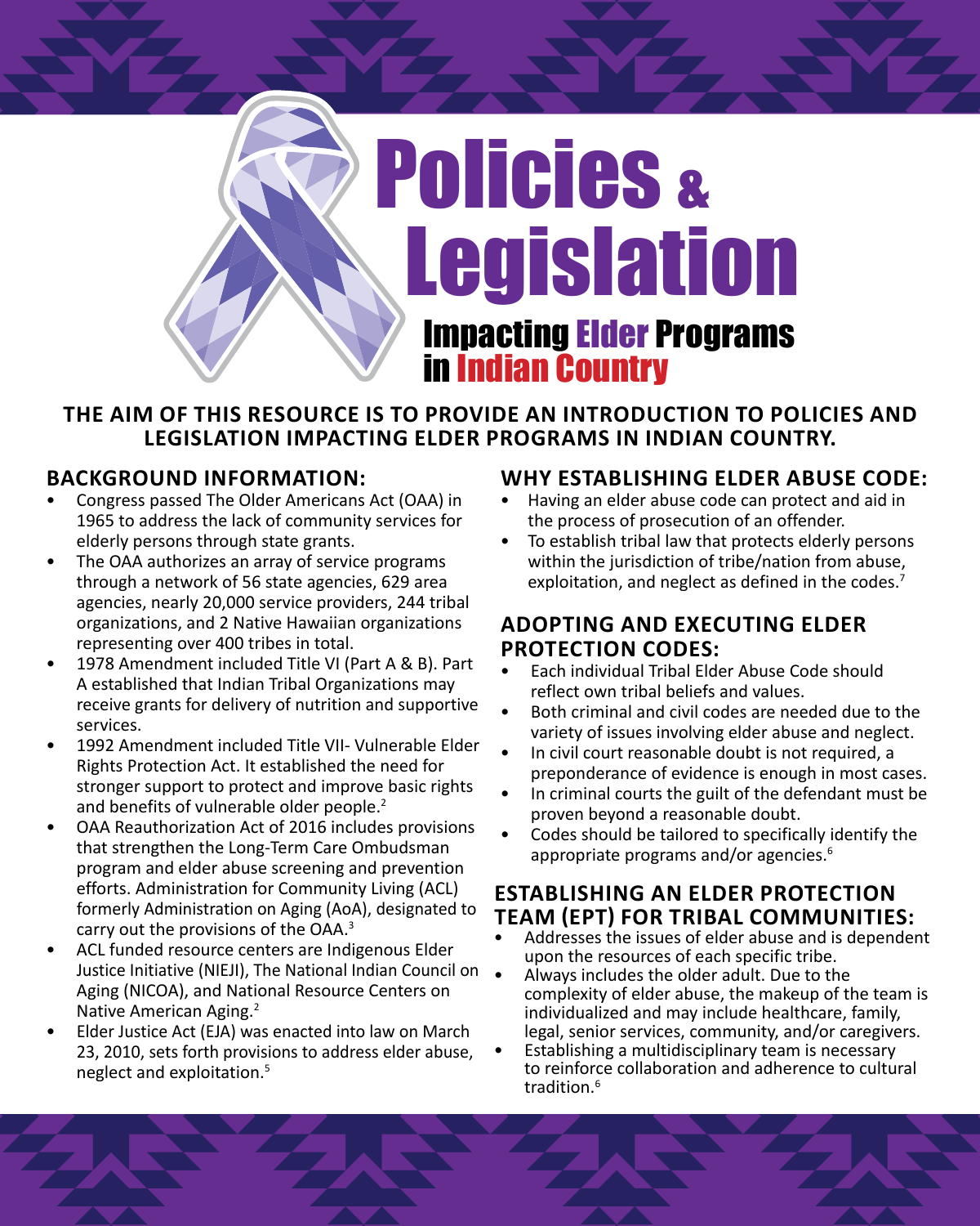# Policies & Legislation

## Impacting Elder Programs in Indian Country

**THE AIM OF THIS RESOURCE IS TO PROVIDE AN INTRODUCTION TO POLICIES AND LEGISLATION IMPACTING ELDER PROGRAMS IN INDIAN COUNTRY.**

### BACKGROUND INFORMATION:

- Congress passed The Older Americans Act (OAA) in 1965 to address the lack of community services for elderly persons through state grants.
- The OAA authorizes an array of service programs through a network of 56 state agencies, 629 area agencies, nearly 20,000 service providers, 244 tribal organizations, and 2 Native Hawaiian organizations representing over 400 tribes in total.
- 1978 Amendment included Title VI (Part A & B). Part A established that Indian Tribal Organizations may receive grants for delivery of nutrition and supportive services.
- 1992 Amendment included Title VII- Vulnerable Elder Rights Protection Act. It established the need for stronger support to protect and improve basic rights and benefits of vulnerable older people.[2]
- OAA Reauthorization Act of 2016 includes provisions that strengthen the Long-Term Care Ombudsman program and elder abuse screening and prevention efforts. Administration for Community Living (ACL) formerly Administration on Aging (AoA), designated to carry out the provisions of the OAA.[3]
- ACL funded resource centers are Indigenous Elder Justice Initiative (NIEJI), The National Indian Council on Aging (NICOA), and National Resource Centers on Native American Aging.[2]
- Elder Justice Act (EJA) was enacted into law on March 23, 2010, sets forth provisions to address elder abuse, neglect and exploitation.[5]

### WHY ESTABLISHING ELDER ABUSE CODE:

- Having an elder abuse code can protect and aid in the process of prosecution of an offender.
- To establish tribal law that protects elderly persons within the jurisdiction of tribe/nation from abuse, exploitation, and neglect as defined in the codes.[7]

### ADOPTING AND EXECUTING ELDER PROTECTION CODES:

- Each individual Tribal Elder Abuse Code should reflect own tribal beliefs and values.
- Both criminal and civil codes are needed due to the variety of issues involving elder abuse and neglect.
- In civil court reasonable doubt is not required, a preponderance of evidence is enough in most cases.
- In criminal courts the guilt of the defendant must be proven beyond a reasonable doubt.
- Codes should be tailored to specifically identify the appropriate programs and/or agencies.[6]

### ESTABLISHING AN ELDER PROTECTION TEAM (EPT) FOR TRIBAL COMMUNITIES:

- Addresses the issues of elder abuse and is dependent upon the resources of each specific tribe.
- Always includes the older adult. Due to the complexity of elder abuse, the makeup of the team is individualized and may include healthcare, family, legal, senior services, community, and/or caregivers.
- Establishing a multidisciplinary team is necessary to reinforce collaboration and adherence to cultural tradition.[6]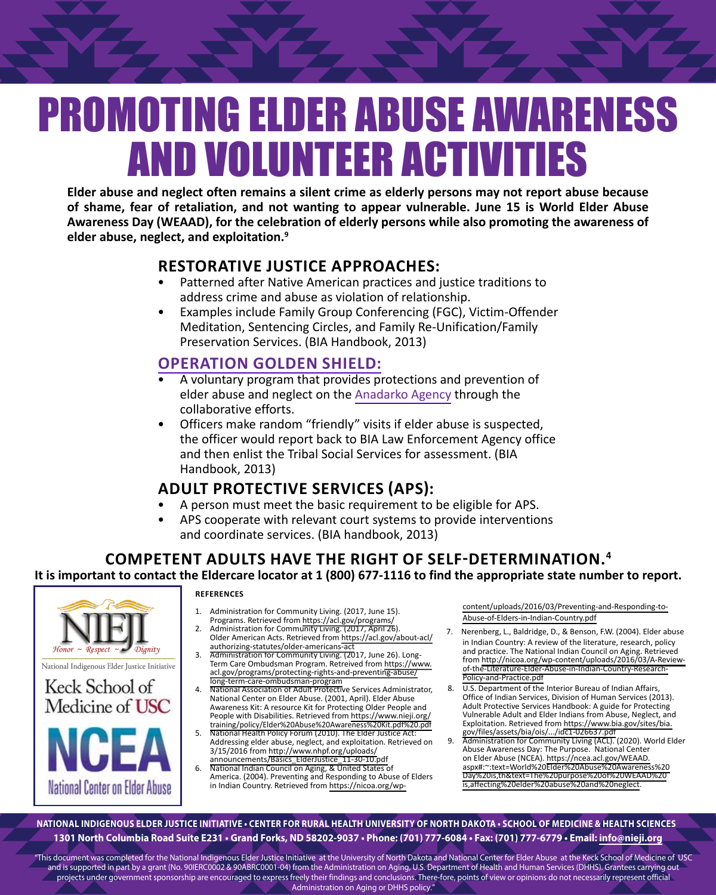# PROMOTING ELDER ABUSE AWARENESS AND VOLUNTEER ACTIVITIES

**Elder abuse and neglect often remains a silent crime as elderly persons may not report abuse because of shame, fear of retaliation, and not wanting to appear vulnerable. June 15 is World Elder Abuse Awareness Day (WEAAD), for the celebration of elderly persons while also promoting the awareness of elder abuse, neglect, and exploitation.[9]**

## RESTORATIVE JUSTICE APPROACHES:

- Patterned after Native American practices and justice traditions to address crime and abuse as violation of relationship.
- Examples include Family Group Conferencing (FGC), Victim-Offender Meditation, Sentencing Circles, and Family Re-Unification/Family Preservation Services. (BIA Handbook, 2013)

## OPERATION GOLDEN SHIELD:

- A voluntary program that provides protections and prevention of elder abuse and neglect on the Anadarko Agency through the collaborative efforts.
- Officers make random "friendly" visits if elder abuse is suspected, the officer would report back to BIA Law Enforcement Agency office and then enlist the Tribal Social Services for assessment. (BIA Handbook, 2013)

## ADULT PROTECTIVE SERVICES (APS):

- A person must meet the basic requirement to be eligible for APS.
- APS cooperate with relevant court systems to provide interventions and coordinate services. (BIA handbook, 2013)

## COMPETENT ADULTS HAVE THE RIGHT OF SELF-DETERMINATION.[4]

**It is important to contact the Eldercare locator at 1 (800) 677-1116 to find the appropriate state number to report.**

NIEJI
Honor ~ Respect ~ Dignity
National Indigenous Elder Justice Initiative

Keck School of Medicine of USC

NCEA
National Center on Elder Abuse

#### REFERENCES

1. Administration for Community Living. (2017, June 15). Programs. Retrieved from https://acl.gov/programs/
2. Administration for Community Living. (2017, April 26). Older American Acts. Retrieved from https://acl.gov/about-acl/authorizing-statutes/older-americans-act
3. Administration for Community Living. (2017, June 26). Long-Term Care Ombudsman Program. Retreived from https://www.acl.gov/programs/protecting-rights-and-preventing-abuse/long-term-care-ombudsman-program
4. National Association of Adult Protective Services Administrator, National Center on Elder Abuse. (2001, April). Elder Abuse Awareness Kit: A resource Kit for Protecting Older People and People with Disabilities. Retrieved from https://www.nieji.org/training/policy/Elder%20Abuse%20Awareness%20Kit.pdf%20.pdf
5. National Health Policy Forum (2010). The Elder Justice Act: Addressing elder abuse, neglect, and exploitation. Retrieved on 3/15/2016 from http://www.nhpf.org/uploads/announcements/Basics_ElderJustice_11-30-10.pdf
6. National Indian Council on Aging, & United States of America. (2004). Preventing and Responding to Abuse of Elders in Indian Country. Retrieved from https://nicoa.org/wp-content/uploads/2016/03/Preventing-and-Responding-to-Abuse-of-Elders-in-Indian-Country.pdf
7. Nerenberg, L., Baldridge, D., & Benson, F.W. (2004). Elder abuse in Indian Country: A review of the literature, research, policy and practice. The National Indian Council on Aging. Retrieved from http://nicoa.org/wp-content/uploads/2016/03/A-Review-of-the-Literature-Elder-Abuse-in-Indian-Country-Research-Policy-and-Practice.pdf
8. U.S. Department of the Interior Bureau of Indian Affairs, Office of Indian Services, Division of Human Services (2013). Adult Protective Services Handbook: A guide for Protecting Vulnerable Adult and Elder Indians from Abuse, Neglect, and Exploitation. Retrieved from https://www.bia.gov/sites/bia.gov/files/assets/bia/ois/.../idc1-026637.pdf
9. Administration for Community Living (ACL). (2020). World Elder Abuse Awareness Day: The Purpose. National Center on Elder Abuse (NCEA). https://ncea.acl.gov/WEAAD.aspx#:~:text=World%20Elder%20Abuse%20Awareness%20Day%20is,th&text=The%20purpose%20of%20WEAAD%20is,affecting%20elder%20abuse%20and%20neglect.

**NATIONAL INDIGENOUS ELDER JUSTICE INITIATIVE • CENTER FOR RURAL HEALTH UNIVERSITY OF NORTH DAKOTA • SCHOOL OF MEDICINE & HEALTH SCIENCES**
**1301 North Columbia Road Suite E231 • Grand Forks, ND 58202-9037 • Phone: (701) 777-6084 • Fax: (701) 777-6779 • Email: info@nieji.org**

"This document was completed for the National Indigenous Elder Justice Initiative at the University of North Dakota and National Center for Elder Abuse at the Keck School of Medicine of USC and is supported in part by a grant (No. 90IERC0002 & 90ABRC0001-04) from the Administration on Aging, U.S. Department of Health and Human Services (DHHS). Grantees carrying out projects under government sponsorship are encouraged to express freely their findings and conclusions. There-fore, points of view or opinions do not necessarily represent official Administration on Aging or DHHS policy."